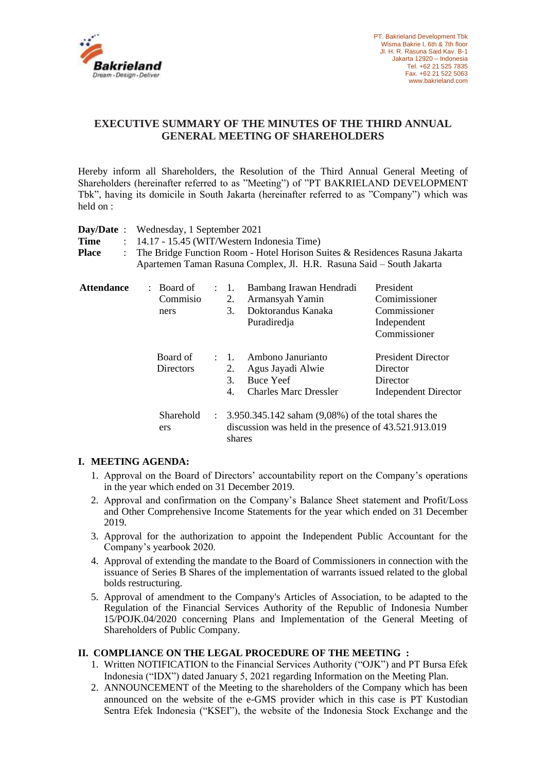PT. Bakrieland Development Tbk
Wisma Bakrie I, 6th & 7th floor
Jl. H. R. Rasuna Said Kav. B-1
Jakarta 12920 – Indonesia
Tel. +62 21 525 7835
Fax. +62 21 522 5063
www.bakrieland.com

# EXECUTIVE SUMMARY OF THE MINUTES OF THE THIRD ANNUAL GENERAL MEETING OF SHAREHOLDERS

Hereby inform all Shareholders, the Resolution of the Third Annual General Meeting of Shareholders (hereinafter referred to as "Meeting") of "PT BAKRIELAND DEVELOPMENT Tbk", having its domicile in South Jakarta (hereinafter referred to as "Company") which was held on :

**Day/Date** : Wednesday, 1 September 2021
**Time** : 14.17 - 15.45 (WIT/Western Indonesia Time)
**Place** : The Bridge Function Room - Hotel Horison Suites & Residences Rasuna Jakarta Apartemen Taman Rasuna Complex, Jl. H.R. Rasuna Said – South Jakarta

| **Attendance** | | | | |
|---|---|---|---|---|
| | Board of Commisioners | 1. | Bambang Irawan Hendradi | President Comimissioner |
| | | 2. | Armansyah Yamin | Commissioner |
| | | 3. | Doktorandus Kanaka Puradiredja | Independent Commissioner |
| | Board of Directors | 1. | Ambono Janurianto | President Director |
| | | 2. | Agus Jayadi Alwie | Director |
| | | 3. | Buce Yeef | Director |
| | | 4. | Charles Marc Dressler | Independent Director |
| | Shareholders | 3.950.345.142 saham (9,08%) of the total shares the discussion was held in the presence of 43.521.913.019 shares | | |

## I. MEETING AGENDA:

1. Approval on the Board of Directors' accountability report on the Company's operations in the year which ended on 31 December 2019.
2. Approval and confirmation on the Company's Balance Sheet statement and Profit/Loss and Other Comprehensive Income Statements for the year which ended on 31 December 2019.
3. Approval for the authorization to appoint the Independent Public Accountant for the Company's yearbook 2020.
4. Approval of extending the mandate to the Board of Commissioners in connection with the issuance of Series B Shares of the implementation of warrants issued related to the global bolds restructuring.
5. Approval of amendment to the Company's Articles of Association, to be adapted to the Regulation of the Financial Services Authority of the Republic of Indonesia Number 15/POJK.04/2020 concerning Plans and Implementation of the General Meeting of Shareholders of Public Company.

## II. COMPLIANCE ON THE LEGAL PROCEDURE OF THE MEETING :

1. Written NOTIFICATION to the Financial Services Authority ("OJK") and PT Bursa Efek Indonesia ("IDX") dated January 5, 2021 regarding Information on the Meeting Plan.
2. ANNOUNCEMENT of the Meeting to the shareholders of the Company which has been announced on the website of the e-GMS provider which in this case is PT Kustodian Sentra Efek Indonesia ("KSEI"), the website of the Indonesia Stock Exchange and the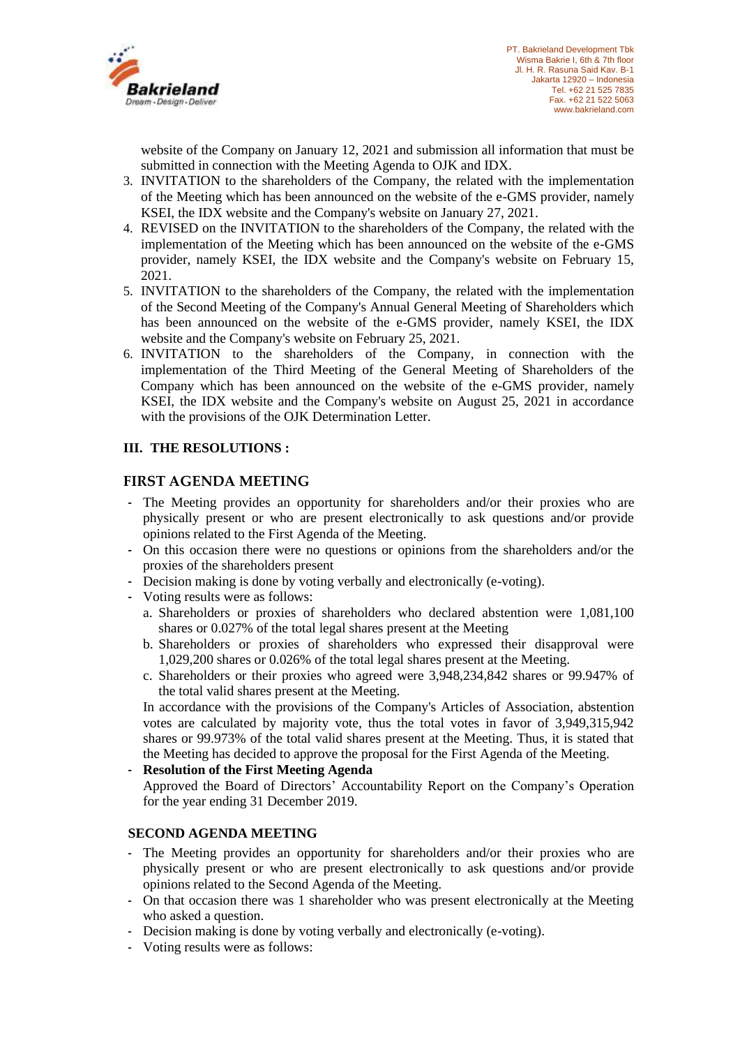website of the Company on January 12, 2021 and submission all information that must be submitted in connection with the Meeting Agenda to OJK and IDX.

3. INVITATION to the shareholders of the Company, the related with the implementation of the Meeting which has been announced on the website of the e-GMS provider, namely KSEI, the IDX website and the Company's website on January 27, 2021.
4. REVISED on the INVITATION to the shareholders of the Company, the related with the implementation of the Meeting which has been announced on the website of the e-GMS provider, namely KSEI, the IDX website and the Company's website on February 15, 2021.
5. INVITATION to the shareholders of the Company, the related with the implementation of the Second Meeting of the Company's Annual General Meeting of Shareholders which has been announced on the website of the e-GMS provider, namely KSEI, the IDX website and the Company's website on February 25, 2021.
6. INVITATION to the shareholders of the Company, in connection with the implementation of the Third Meeting of the General Meeting of Shareholders of the Company which has been announced on the website of the e-GMS provider, namely KSEI, the IDX website and the Company's website on August 25, 2021 in accordance with the provisions of the OJK Determination Letter.

## III. THE RESOLUTIONS :

### FIRST AGENDA MEETING

- The Meeting provides an opportunity for shareholders and/or their proxies who are physically present or who are present electronically to ask questions and/or provide opinions related to the First Agenda of the Meeting.
- On this occasion there were no questions or opinions from the shareholders and/or the proxies of the shareholders present
- Decision making is done by voting verbally and electronically (e-voting).
- Voting results were as follows:
  a. Shareholders or proxies of shareholders who declared abstention were 1,081,100 shares or 0.027% of the total legal shares present at the Meeting
  b. Shareholders or proxies of shareholders who expressed their disapproval were 1,029,200 shares or 0.026% of the total legal shares present at the Meeting.
  c. Shareholders or their proxies who agreed were 3,948,234,842 shares or 99.947% of the total valid shares present at the Meeting.

  In accordance with the provisions of the Company's Articles of Association, abstention votes are calculated by majority vote, thus the total votes in favor of 3,949,315,942 shares or 99.973% of the total valid shares present at the Meeting. Thus, it is stated that the Meeting has decided to approve the proposal for the First Agenda of the Meeting.
- **Resolution of the First Meeting Agenda**
  Approved the Board of Directors' Accountability Report on the Company's Operation for the year ending 31 December 2019.

### SECOND AGENDA MEETING

- The Meeting provides an opportunity for shareholders and/or their proxies who are physically present or who are present electronically to ask questions and/or provide opinions related to the Second Agenda of the Meeting.
- On that occasion there was 1 shareholder who was present electronically at the Meeting who asked a question.
- Decision making is done by voting verbally and electronically (e-voting).
- Voting results were as follows: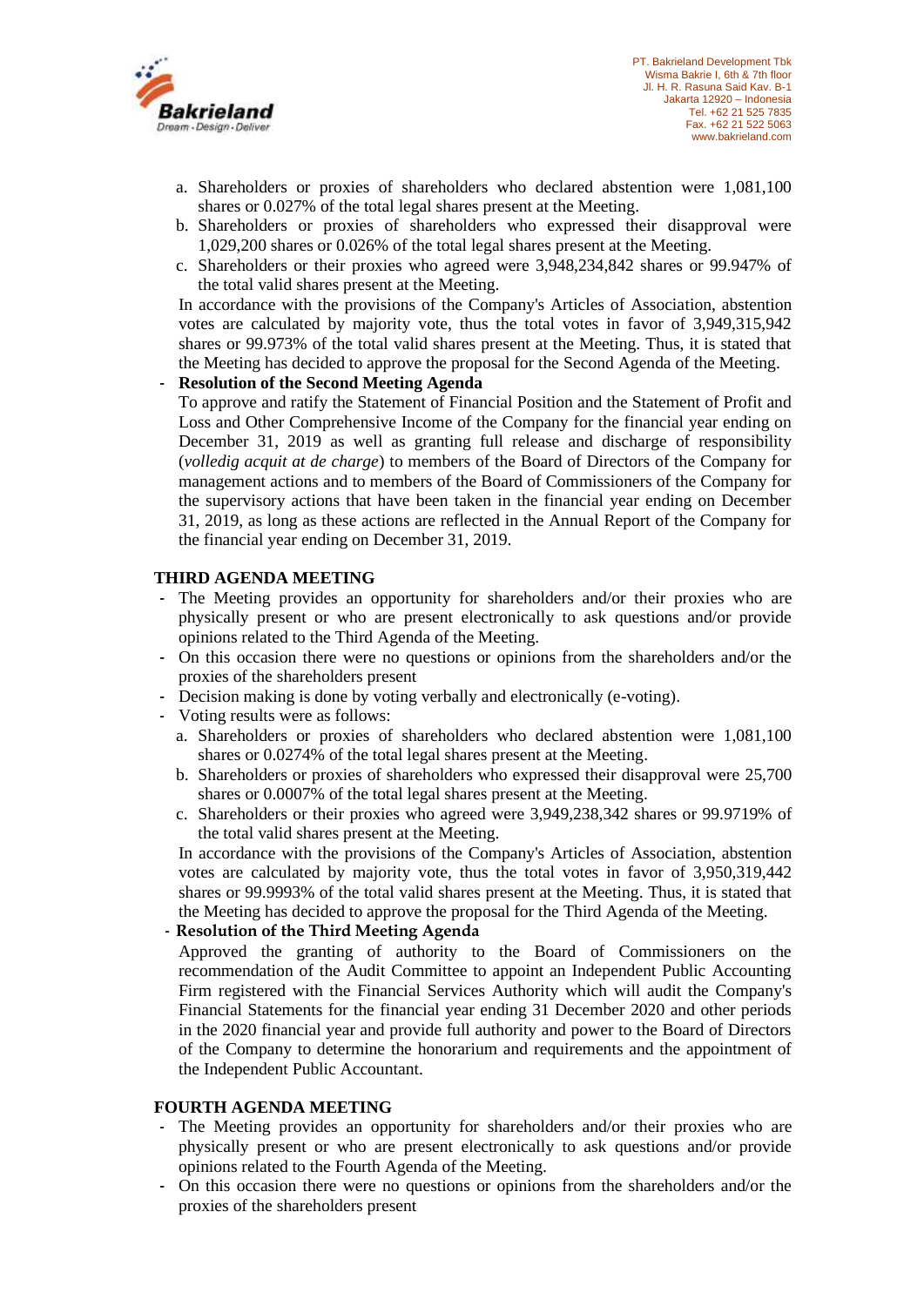a. Shareholders or proxies of shareholders who declared abstention were 1,081,100 shares or 0.027% of the total legal shares present at the Meeting.
b. Shareholders or proxies of shareholders who expressed their disapproval were 1,029,200 shares or 0.026% of the total legal shares present at the Meeting.
c. Shareholders or their proxies who agreed were 3,948,234,842 shares or 99.947% of the total valid shares present at the Meeting.

In accordance with the provisions of the Company's Articles of Association, abstention votes are calculated by majority vote, thus the total votes in favor of 3,949,315,942 shares or 99.973% of the total valid shares present at the Meeting. Thus, it is stated that the Meeting has decided to approve the proposal for the Second Agenda of the Meeting.

- **Resolution of the Second Meeting Agenda**

  To approve and ratify the Statement of Financial Position and the Statement of Profit and Loss and Other Comprehensive Income of the Company for the financial year ending on December 31, 2019 as well as granting full release and discharge of responsibility (*volledig acquit at de charge*) to members of the Board of Directors of the Company for management actions and to members of the Board of Commissioners of the Company for the supervisory actions that have been taken in the financial year ending on December 31, 2019, as long as these actions are reflected in the Annual Report of the Company for the financial year ending on December 31, 2019.

**THIRD AGENDA MEETING**

- The Meeting provides an opportunity for shareholders and/or their proxies who are physically present or who are present electronically to ask questions and/or provide opinions related to the Third Agenda of the Meeting.
- On this occasion there were no questions or opinions from the shareholders and/or the proxies of the shareholders present
- Decision making is done by voting verbally and electronically (e-voting).
- Voting results were as follows:
  a. Shareholders or proxies of shareholders who declared abstention were 1,081,100 shares or 0.0274% of the total legal shares present at the Meeting.
  b. Shareholders or proxies of shareholders who expressed their disapproval were 25,700 shares or 0.0007% of the total legal shares present at the Meeting.
  c. Shareholders or their proxies who agreed were 3,949,238,342 shares or 99.9719% of the total valid shares present at the Meeting.

  In accordance with the provisions of the Company's Articles of Association, abstention votes are calculated by majority vote, thus the total votes in favor of 3,950,319,442 shares or 99.9993% of the total valid shares present at the Meeting. Thus, it is stated that the Meeting has decided to approve the proposal for the Third Agenda of the Meeting.

- **Resolution of the Third Meeting Agenda**

  Approved the granting of authority to the Board of Commissioners on the recommendation of the Audit Committee to appoint an Independent Public Accounting Firm registered with the Financial Services Authority which will audit the Company's Financial Statements for the financial year ending 31 December 2020 and other periods in the 2020 financial year and provide full authority and power to the Board of Directors of the Company to determine the honorarium and requirements and the appointment of the Independent Public Accountant.

**FOURTH AGENDA MEETING**

- The Meeting provides an opportunity for shareholders and/or their proxies who are physically present or who are present electronically to ask questions and/or provide opinions related to the Fourth Agenda of the Meeting.
- On this occasion there were no questions or opinions from the shareholders and/or the proxies of the shareholders present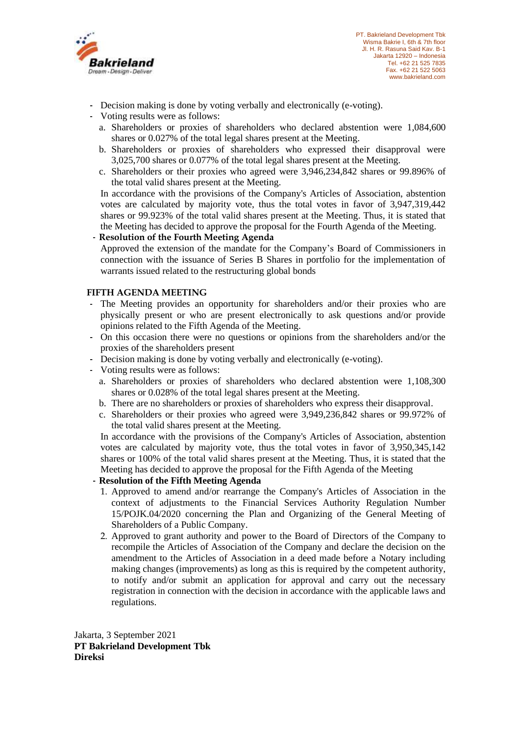- Decision making is done by voting verbally and electronically (e-voting).
- Voting results were as follows:
  a. Shareholders or proxies of shareholders who declared abstention were 1,084,600 shares or 0.027% of the total legal shares present at the Meeting.
  b. Shareholders or proxies of shareholders who expressed their disapproval were 3,025,700 shares or 0.077% of the total legal shares present at the Meeting.
  c. Shareholders or their proxies who agreed were 3,946,234,842 shares or 99.896% of the total valid shares present at the Meeting.

  In accordance with the provisions of the Company's Articles of Association, abstention votes are calculated by majority vote, thus the total votes in favor of 3,947,319,442 shares or 99.923% of the total valid shares present at the Meeting. Thus, it is stated that the Meeting has decided to approve the proposal for the Fourth Agenda of the Meeting.
- **Resolution of the Fourth Meeting Agenda**

  Approved the extension of the mandate for the Company's Board of Commissioners in connection with the issuance of Series B Shares in portfolio for the implementation of warrants issued related to the restructuring global bonds

**FIFTH AGENDA MEETING**

- The Meeting provides an opportunity for shareholders and/or their proxies who are physically present or who are present electronically to ask questions and/or provide opinions related to the Fifth Agenda of the Meeting.
- On this occasion there were no questions or opinions from the shareholders and/or the proxies of the shareholders present
- Decision making is done by voting verbally and electronically (e-voting).
- Voting results were as follows:
  a. Shareholders or proxies of shareholders who declared abstention were 1,108,300 shares or 0.028% of the total legal shares present at the Meeting.
  b. There are no shareholders or proxies of shareholders who express their disapproval.
  c. Shareholders or their proxies who agreed were 3,949,236,842 shares or 99.972% of the total valid shares present at the Meeting.

  In accordance with the provisions of the Company's Articles of Association, abstention votes are calculated by majority vote, thus the total votes in favor of 3,950,345,142 shares or 100% of the total valid shares present at the Meeting. Thus, it is stated that the Meeting has decided to approve the proposal for the Fifth Agenda of the Meeting
- **Resolution of the Fifth Meeting Agenda**
  1. Approved to amend and/or rearrange the Company's Articles of Association in the context of adjustments to the Financial Services Authority Regulation Number 15/POJK.04/2020 concerning the Plan and Organizing of the General Meeting of Shareholders of a Public Company.
  2. Approved to grant authority and power to the Board of Directors of the Company to recompile the Articles of Association of the Company and declare the decision on the amendment to the Articles of Association in a deed made before a Notary including making changes (improvements) as long as this is required by the competent authority, to notify and/or submit an application for approval and carry out the necessary registration in connection with the decision in accordance with the applicable laws and regulations.

Jakarta, 3 September 2021
**PT Bakrieland Development Tbk**
**Direksi**